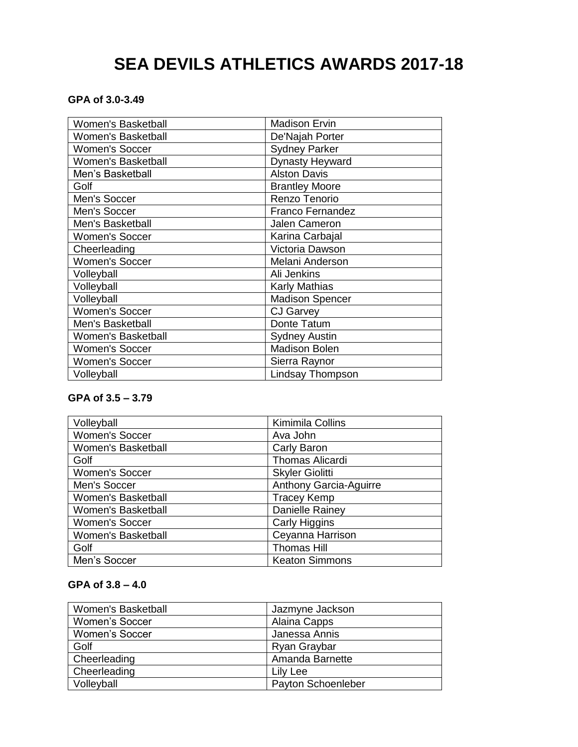# SEA DEVILS ATHLETICS AWARDS 2017-18

**GPA of 3.0-3.49**

| | |
|---|---|
| Women's Basketball | Madison Ervin |
| Women's Basketball | De'Najah Porter |
| Women's Soccer | Sydney Parker |
| Women's Basketball | Dynasty Heyward |
| Men's Basketball | Alston Davis |
| Golf | Brantley Moore |
| Men's Soccer | Renzo Tenorio |
| Men's Soccer | Franco Fernandez |
| Men's Basketball | Jalen Cameron |
| Women's Soccer | Karina Carbajal |
| Cheerleading | Victoria Dawson |
| Women's Soccer | Melani Anderson |
| Volleyball | Ali Jenkins |
| Volleyball | Karly Mathias |
| Volleyball | Madison Spencer |
| Women's Soccer | CJ Garvey |
| Men's Basketball | Donte Tatum |
| Women's Basketball | Sydney Austin |
| Women's Soccer | Madison Bolen |
| Women's Soccer | Sierra Raynor |
| Volleyball | Lindsay Thompson |

**GPA of 3.5 – 3.79**

| | |
|---|---|
| Volleyball | Kimimila Collins |
| Women's Soccer | Ava John |
| Women's Basketball | Carly Baron |
| Golf | Thomas Alicardi |
| Women's Soccer | Skyler Giolitti |
| Men's Soccer | Anthony Garcia-Aguirre |
| Women's Basketball | Tracey Kemp |
| Women's Basketball | Danielle Rainey |
| Women's Soccer | Carly Higgins |
| Women's Basketball | Ceyanna Harrison |
| Golf | Thomas Hill |
| Men's Soccer | Keaton Simmons |

**GPA of 3.8 – 4.0**

| | |
|---|---|
| Women's Basketball | Jazmyne Jackson |
| Women's Soccer | Alaina Capps |
| Women's Soccer | Janessa Annis |
| Golf | Ryan Graybar |
| Cheerleading | Amanda Barnette |
| Cheerleading | Lily Lee |
| Volleyball | Payton Schoenleber |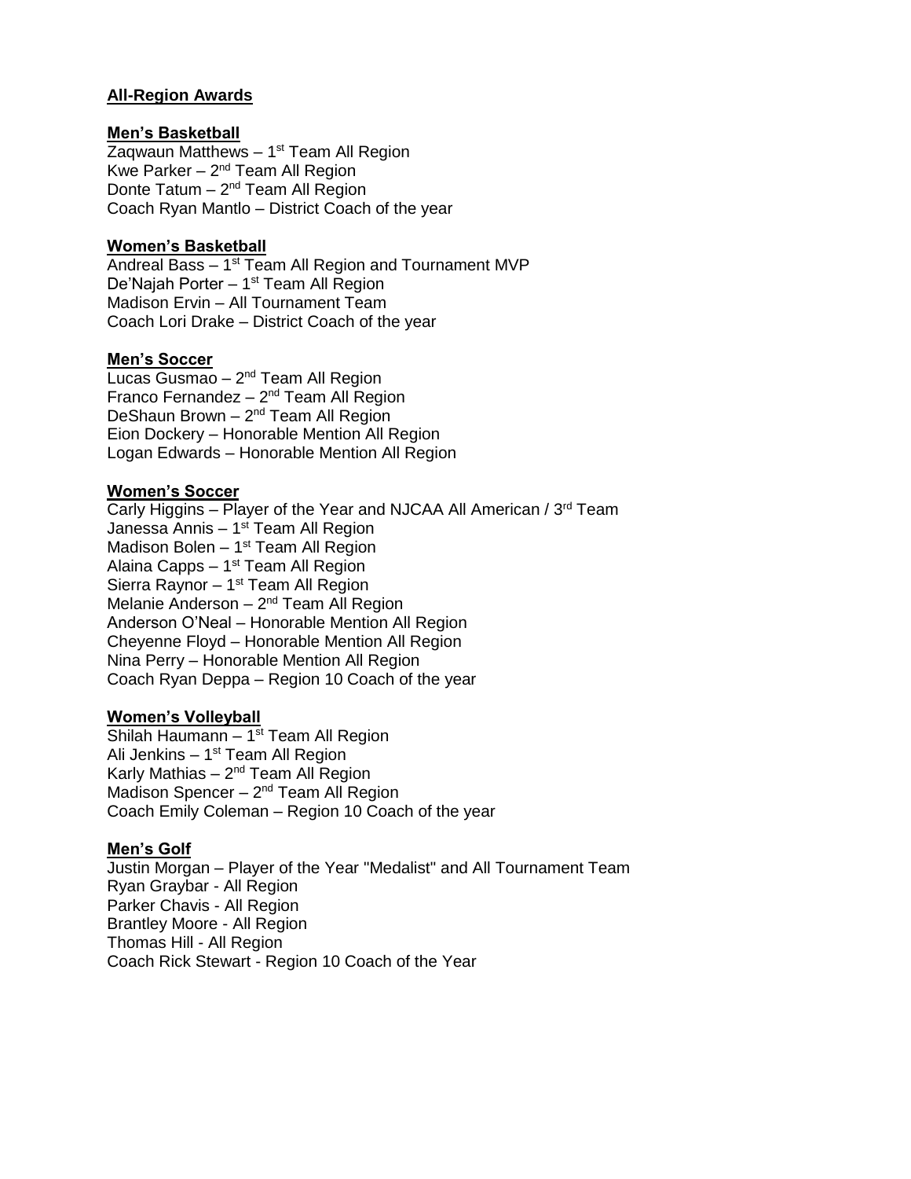## All-Region Awards

### Men's Basketball

Zaqwaun Matthews – 1st Team All Region
Kwe Parker – 2nd Team All Region
Donte Tatum – 2nd Team All Region
Coach Ryan Mantlo – District Coach of the year

### Women's Basketball

Andreal Bass – 1st Team All Region and Tournament MVP
De'Najah Porter – 1st Team All Region
Madison Ervin – All Tournament Team
Coach Lori Drake – District Coach of the year

### Men's Soccer

Lucas Gusmao – 2nd Team All Region
Franco Fernandez – 2nd Team All Region
DeShaun Brown – 2nd Team All Region
Eion Dockery – Honorable Mention All Region
Logan Edwards – Honorable Mention All Region

### Women's Soccer

Carly Higgins – Player of the Year and NJCAA All American / 3rd Team
Janessa Annis – 1st Team All Region
Madison Bolen – 1st Team All Region
Alaina Capps – 1st Team All Region
Sierra Raynor – 1st Team All Region
Melanie Anderson – 2nd Team All Region
Anderson O'Neal – Honorable Mention All Region
Cheyenne Floyd – Honorable Mention All Region
Nina Perry – Honorable Mention All Region
Coach Ryan Deppa – Region 10 Coach of the year

### Women's Volleyball

Shilah Haumann – 1st Team All Region
Ali Jenkins – 1st Team All Region
Karly Mathias – 2nd Team All Region
Madison Spencer – 2nd Team All Region
Coach Emily Coleman – Region 10 Coach of the year

### Men's Golf

Justin Morgan – Player of the Year "Medalist" and All Tournament Team
Ryan Graybar - All Region
Parker Chavis - All Region
Brantley Moore - All Region
Thomas Hill - All Region
Coach Rick Stewart - Region 10 Coach of the Year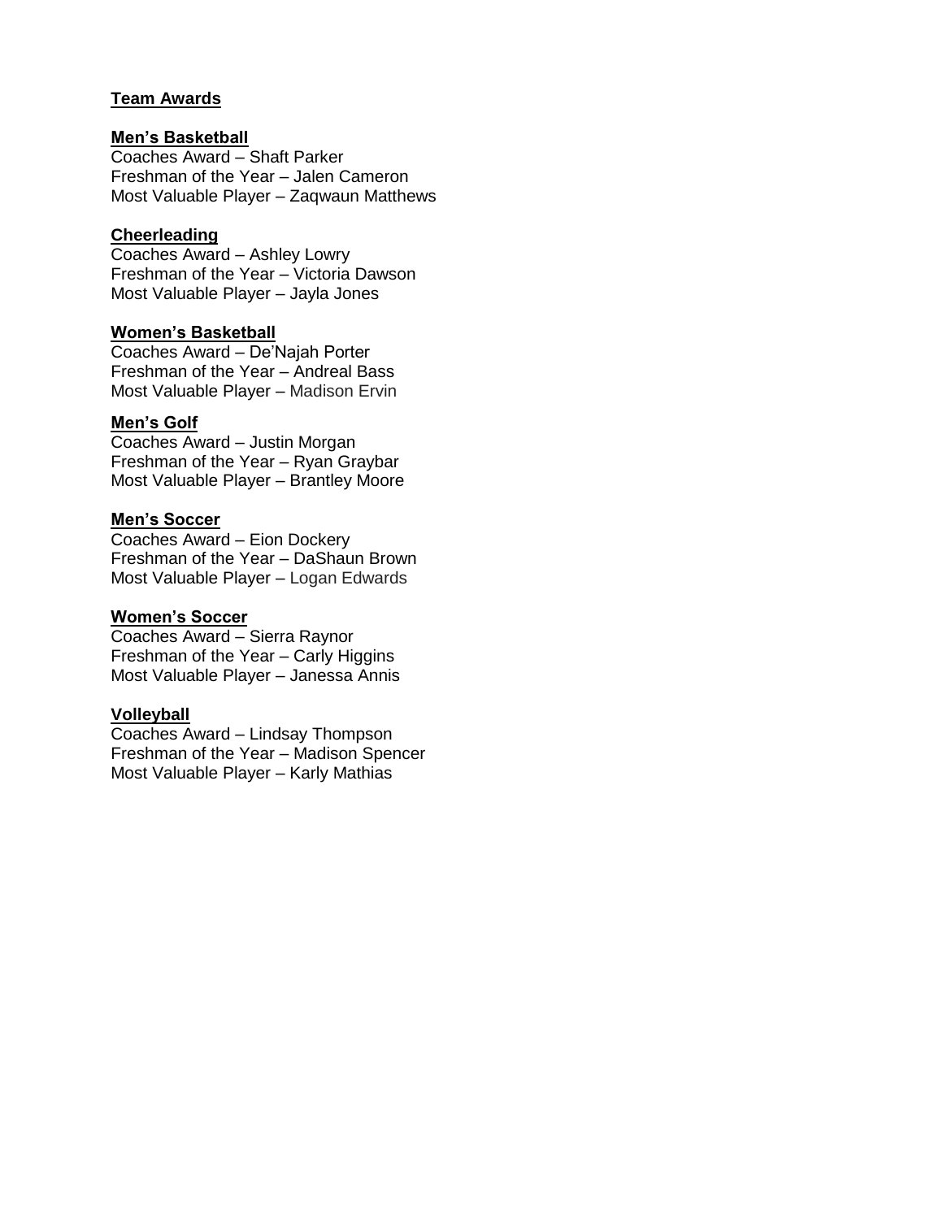## Team Awards

### Men's Basketball

Coaches Award – Shaft Parker
Freshman of the Year – Jalen Cameron
Most Valuable Player – Zaqwaun Matthews

### Cheerleading

Coaches Award – Ashley Lowry
Freshman of the Year – Victoria Dawson
Most Valuable Player – Jayla Jones

### Women's Basketball

Coaches Award – De'Najah Porter
Freshman of the Year – Andreal Bass
Most Valuable Player – Madison Ervin

### Men's Golf

Coaches Award – Justin Morgan
Freshman of the Year – Ryan Graybar
Most Valuable Player – Brantley Moore

### Men's Soccer

Coaches Award – Eion Dockery
Freshman of the Year – DaShaun Brown
Most Valuable Player – Logan Edwards

### Women's Soccer

Coaches Award – Sierra Raynor
Freshman of the Year – Carly Higgins
Most Valuable Player – Janessa Annis

### Volleyball

Coaches Award – Lindsay Thompson
Freshman of the Year – Madison Spencer
Most Valuable Player – Karly Mathias